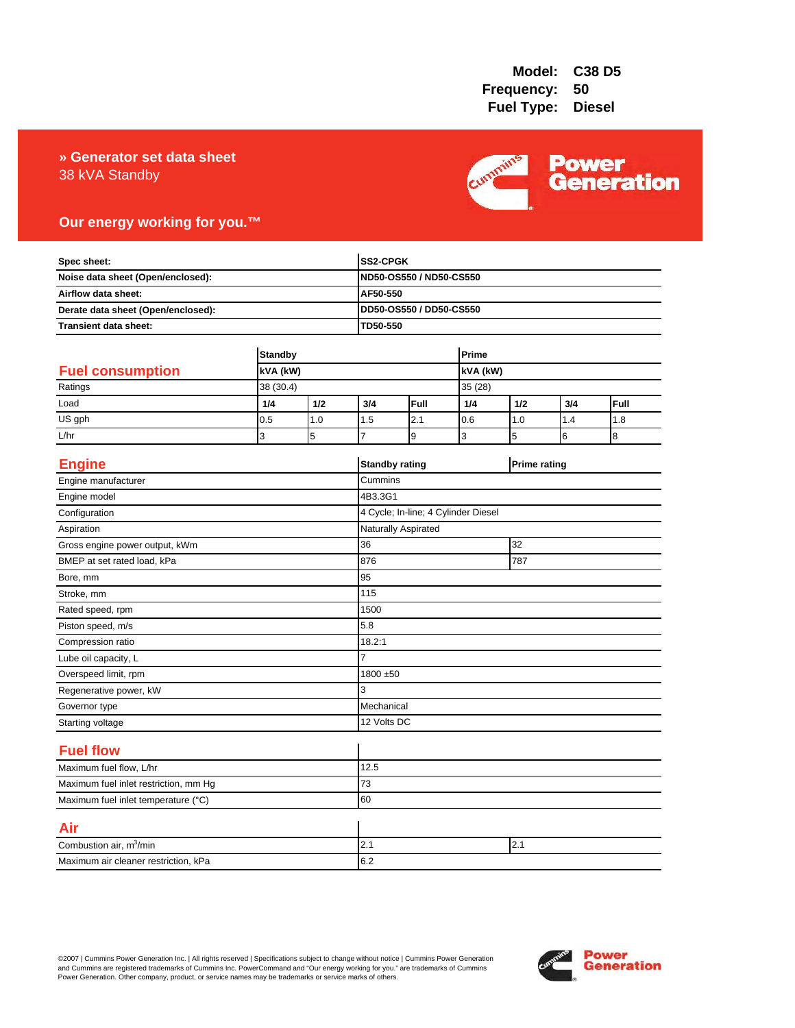**Model:** C38 D5
**Frequency:** 50
**Fuel Type:** Diesel

# » Generator set data sheet

38 kVA Standby

**Our energy working for you.™**

| Spec sheet: | SS2-CPGK |
|---|---|
| Noise data sheet (Open/enclosed): | ND50-OS550 / ND50-CS550 |
| Airflow data sheet: | AF50-550 |
| Derate data sheet (Open/enclosed): | DD50-OS550 / DD50-CS550 |
| Transient data sheet: | TD50-550 |

## Fuel consumption

| | Standby | | | | Prime | | | |
|---|---|---|---|---|---|---|---|---|
| | kVA (kW) | | | | kVA (kW) | | | |
| Ratings | 38 (30.4) | | | | 35 (28) | | | |
| Load | 1/4 | 1/2 | 3/4 | Full | 1/4 | 1/2 | 3/4 | Full |
| US gph | 0.5 | 1.0 | 1.5 | 2.1 | 0.6 | 1.0 | 1.4 | 1.8 |
| L/hr | 3 | 5 | 7 | 9 | 3 | 5 | 6 | 8 |

## Engine

| | Standby rating | Prime rating |
|---|---|---|
| Engine manufacturer | Cummins | |
| Engine model | 4B3.3G1 | |
| Configuration | 4 Cycle; In-line; 4 Cylinder Diesel | |
| Aspiration | Naturally Aspirated | |
| Gross engine power output, kWm | 36 | 32 |
| BMEP at set rated load, kPa | 876 | 787 |
| Bore, mm | 95 | |
| Stroke, mm | 115 | |
| Rated speed, rpm | 1500 | |
| Piston speed, m/s | 5.8 | |
| Compression ratio | 18.2:1 | |
| Lube oil capacity, L | 7 | |
| Overspeed limit, rpm | 1800 ±50 | |
| Regenerative power, kW | 3 | |
| Governor type | Mechanical | |
| Starting voltage | 12 Volts DC | |

## Fuel flow

| | |
|---|---|
| Maximum fuel flow, L/hr | 12.5 |
| Maximum fuel inlet restriction, mm Hg | 73 |
| Maximum fuel inlet temperature (°C) | 60 |

## Air

| | | |
|---|---|---|
| Combustion air, $m^3$/min | 2.1 | 2.1 |
| Maximum air cleaner restriction, kPa | 6.2 | |

©2007 | Cummins Power Generation Inc. | All rights reserved | Specifications subject to change without notice | Cummins Power Generation and Cummins are registered trademarks of Cummins Inc. PowerCommand and "Our energy working for you." are trademarks of Cummins Power Generation. Other company, product, or service names may be trademarks or service marks of others.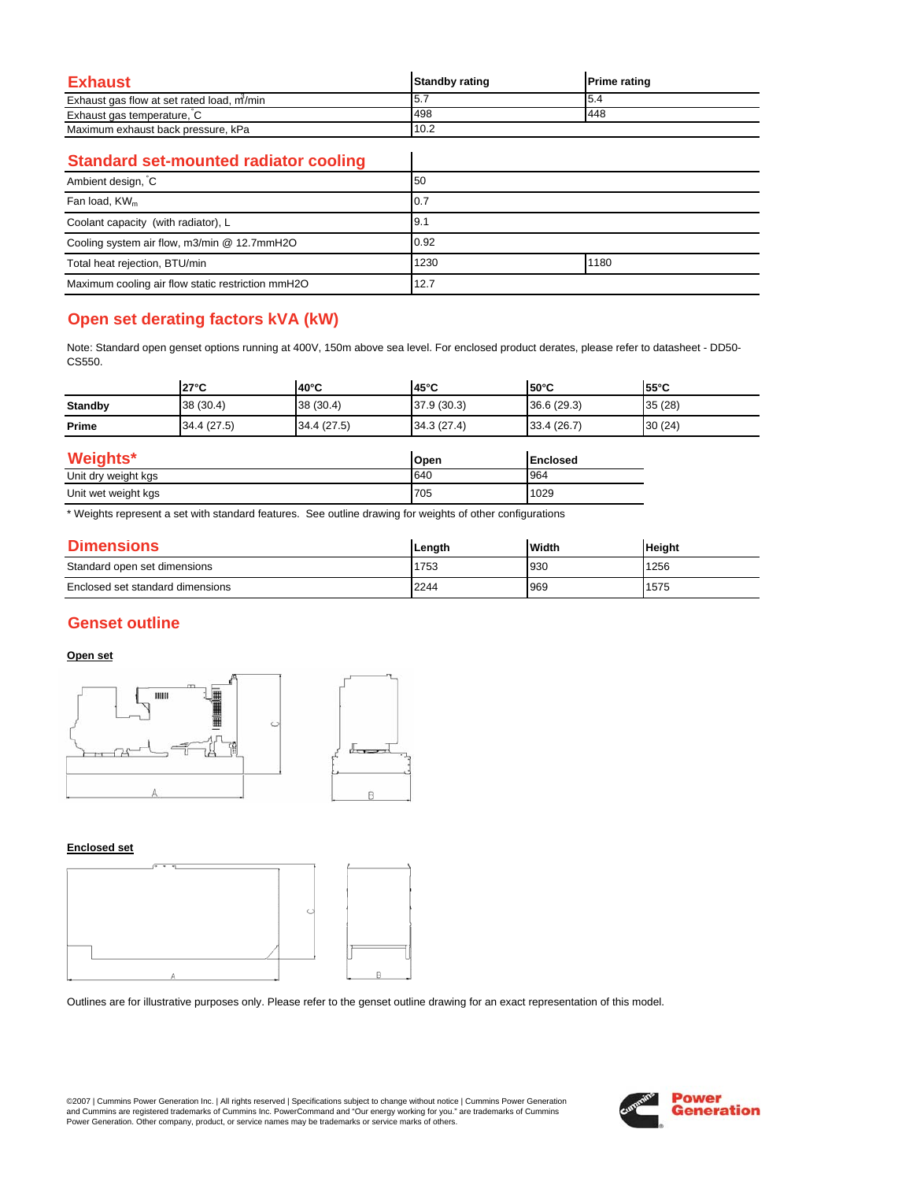## Exhaust

| Exhaust | Standby rating | Prime rating |
|---|---|---|
| Exhaust gas flow at set rated load, $m^3$/min | 5.7 | 5.4 |
| Exhaust gas temperature, °C | 498 | 448 |
| Maximum exhaust back pressure, kPa | 10.2 | |

## Standard set-mounted radiator cooling

| Standard set-mounted radiator cooling | | |
|---|---|---|
| Ambient design, °C | 50 | |
| Fan load, $KW_m$ | 0.7 | |
| Coolant capacity (with radiator), L | 9.1 | |
| Cooling system air flow, m3/min @ 12.7mmH2O | 0.92 | |
| Total heat rejection, BTU/min | 1230 | 1180 |
| Maximum cooling air flow static restriction mmH2O | 12.7 | |

## Open set derating factors kVA (kW)

Note: Standard open genset options running at 400V, 150m above sea level. For enclosed product derates, please refer to datasheet - DD50-CS550.

| | 27°C | 40°C | 45°C | 50°C | 55°C |
|---|---|---|---|---|---|
| **Standby** | 38 (30.4) | 38 (30.4) | 37.9 (30.3) | 36.6 (29.3) | 35 (28) |
| **Prime** | 34.4 (27.5) | 34.4 (27.5) | 34.3 (27.4) | 33.4 (26.7) | 30 (24) |

## Weights*

| Weights* | Open | Enclosed |
|---|---|---|
| Unit dry weight kgs | 640 | 964 |
| Unit wet weight kgs | 705 | 1029 |

* Weights represent a set with standard features. See outline drawing for weights of other configurations

## Dimensions

| Dimensions | Length | Width | Height |
|---|---|---|---|
| Standard open set dimensions | 1753 | 930 | 1256 |
| Enclosed set standard dimensions | 2244 | 969 | 1575 |

## Genset outline

**Open set**

**Enclosed set**

Outlines are for illustrative purposes only. Please refer to the genset outline drawing for an exact representation of this model.

©2007 | Cummins Power Generation Inc. | All rights reserved | Specifications subject to change without notice | Cummins Power Generation and Cummins are registered trademarks of Cummins Inc. PowerCommand and "Our energy working for you." are trademarks of Cummins Power Generation. Other company, product, or service names may be trademarks or service marks of others.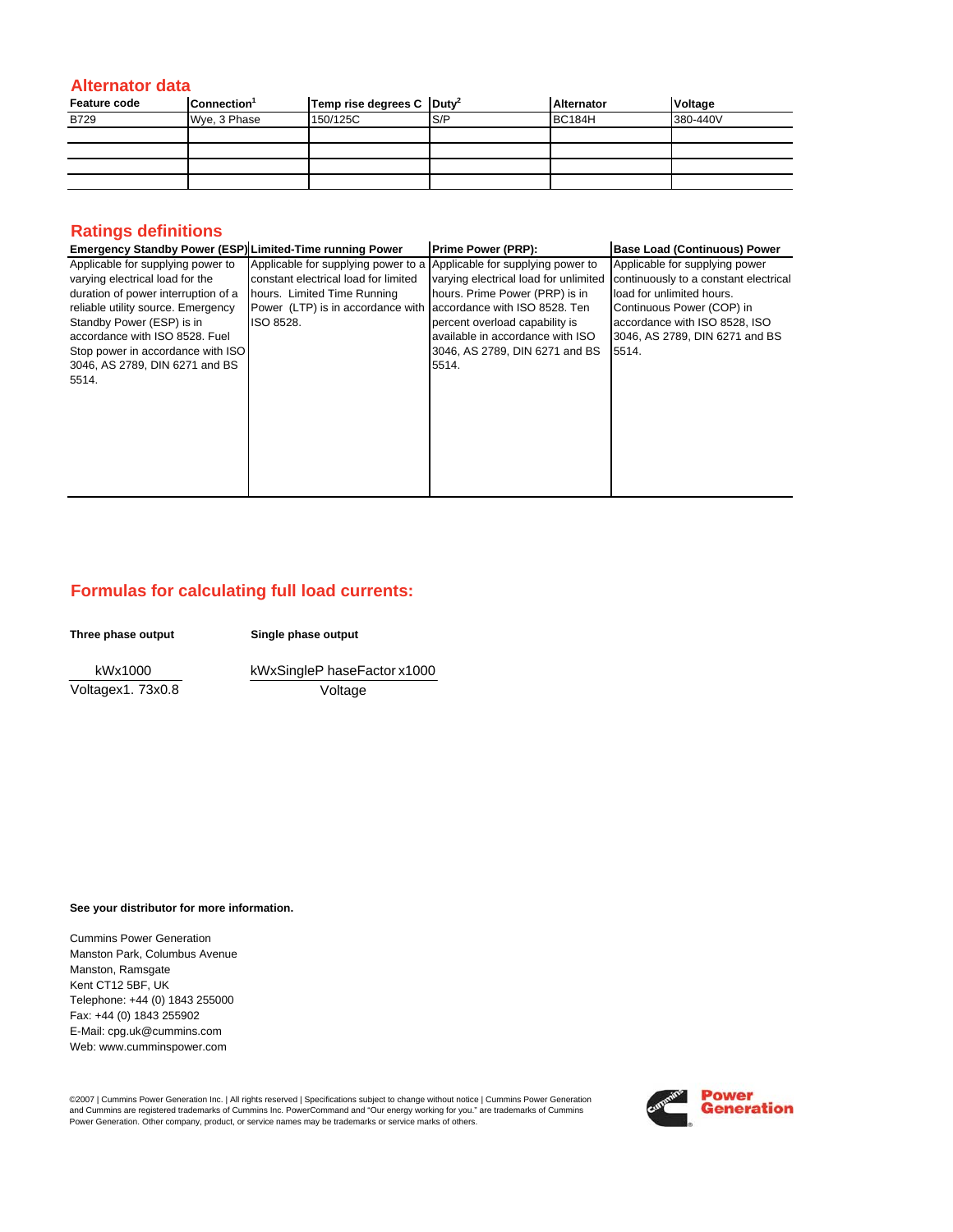## Alternator data

| Feature code | Connection[1] | Temp rise degrees C | Duty[2] | Alternator | Voltage |
|---|---|---|---|---|---|
| B729 | Wye, 3 Phase | 150/125C | S/P | BC184H | 380-440V |
| | | | | | |
| | | | | | |
| | | | | | |
| | | | | | |

## Ratings definitions

| Emergency Standby Power (ESP) | Limited-Time running Power | Prime Power (PRP): | Base Load (Continuous) Power |
|---|---|---|---|
| Applicable for supplying power to varying electrical load for the duration of power interruption of a reliable utility source. Emergency Standby Power (ESP) is in accordance with ISO 8528. Fuel Stop power in accordance with ISO 3046, AS 2789, DIN 6271 and BS 5514. | Applicable for supplying power to a constant electrical load for limited hours. Limited Time Running Power (LTP) is in accordance with ISO 8528. | Applicable for supplying power to varying electrical load for unlimited hours. Prime Power (PRP) is in accordance with ISO 8528. Ten percent overload capability is available in accordance with ISO 3046, AS 2789, DIN 6271 and BS 5514. | Applicable for supplying power continuously to a constant electrical load for unlimited hours. Continuous Power (COP) in accordance with ISO 8528, ISO 3046, AS 2789, DIN 6271 and BS 5514. |

## Formulas for calculating full load currents:

**Three phase output**

$$\frac{kW \times 1000}{Voltage \times 1.73 \times 0.8}$$

**Single phase output**

$$\frac{kW \times SinglePhaseFactor \times 1000}{Voltage}$$

**See your distributor for more information.**

Cummins Power Generation
Manston Park, Columbus Avenue
Manston, Ramsgate
Kent CT12 5BF, UK
Telephone: +44 (0) 1843 255000
Fax: +44 (0) 1843 255902
E-Mail: cpg.uk@cummins.com
Web: www.cumminspower.com

©2007 | Cummins Power Generation Inc. | All rights reserved | Specifications subject to change without notice | Cummins Power Generation and Cummins are registered trademarks of Cummins Inc. PowerCommand and "Our energy working for you." are trademarks of Cummins Power Generation. Other company, product, or service names may be trademarks or service marks of others.

Power Generation